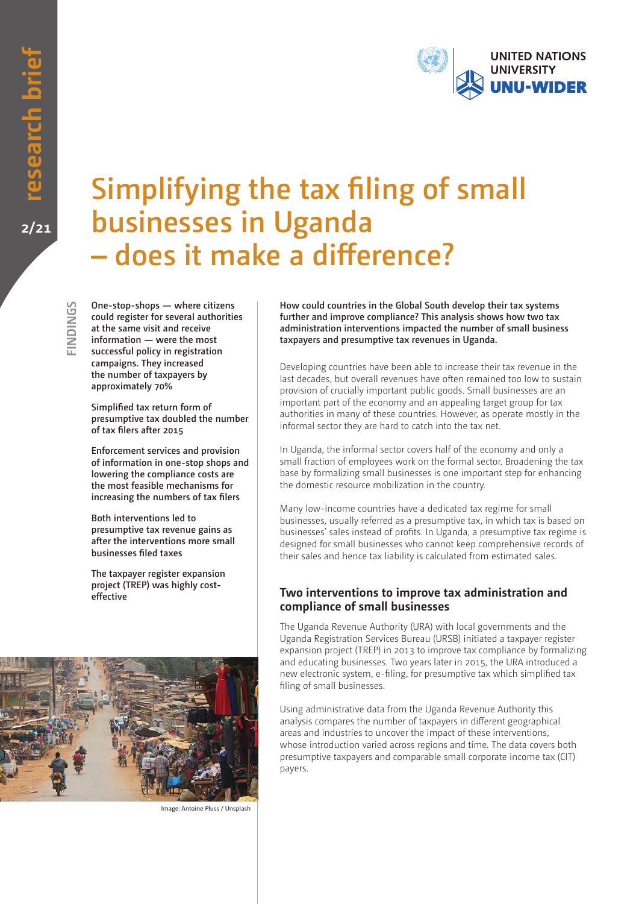research brief 2/21

# Simplifying the tax filing of small businesses in Uganda – does it make a difference?

**FINDINGS**

**One-stop-shops — where citizens could register for several authorities at the same visit and receive information — were the most successful policy in registration campaigns. They increased the number of taxpayers by approximately 70%**

**Simplified tax return form of presumptive tax doubled the number of tax filers after 2015**

**Enforcement services and provision of information in one-stop shops and lowering the compliance costs are the most feasible mechanisms for increasing the numbers of tax filers**

**Both interventions led to presumptive tax revenue gains as after the interventions more small businesses filed taxes**

**The taxpayer register expansion project (TREP) was highly cost-effective**

Image: Antoine Pluss / Unsplash

**How could countries in the Global South develop their tax systems further and improve compliance? This analysis shows how two tax administration interventions impacted the number of small business taxpayers and presumptive tax revenues in Uganda.**

Developing countries have been able to increase their tax revenue in the last decades, but overall revenues have often remained too low to sustain provision of crucially important public goods. Small businesses are an important part of the economy and an appealing target group for tax authorities in many of these countries. However, as operate mostly in the informal sector they are hard to catch into the tax net.

In Uganda, the informal sector covers half of the economy and only a small fraction of employees work on the formal sector. Broadening the tax base by formalizing small businesses is one important step for enhancing the domestic resource mobilization in the country.

Many low-income countries have a dedicated tax regime for small businesses, usually referred as a presumptive tax, in which tax is based on businesses' sales instead of profits. In Uganda, a presumptive tax regime is designed for small businesses who cannot keep comprehensive records of their sales and hence tax liability is calculated from estimated sales.

## Two interventions to improve tax administration and compliance of small businesses

The Uganda Revenue Authority (URA) with local governments and the Uganda Registration Services Bureau (URSB) initiated a taxpayer register expansion project (TREP) in 2013 to improve tax compliance by formalizing and educating businesses. Two years later in 2015, the URA introduced a new electronic system, e-filing, for presumptive tax which simplified tax filing of small businesses.

Using administrative data from the Uganda Revenue Authority this analysis compares the number of taxpayers in different geographical areas and industries to uncover the impact of these interventions, whose introduction varied across regions and time. The data covers both presumptive taxpayers and comparable small corporate income tax (CIT) payers.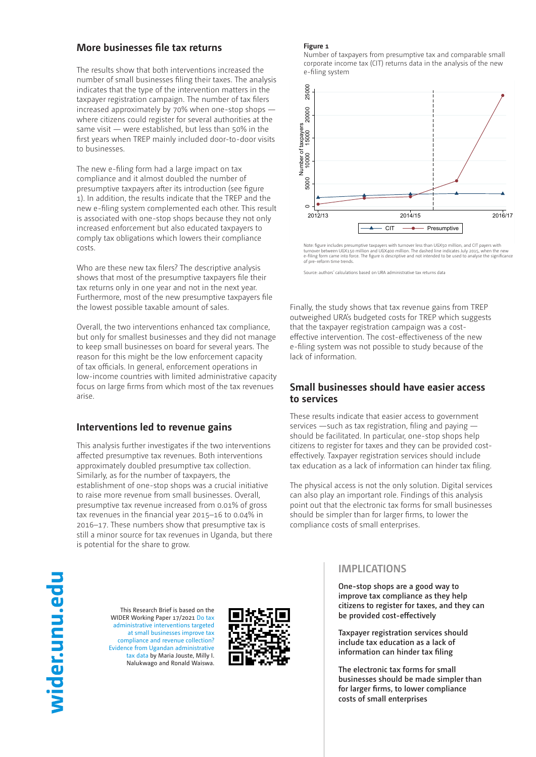## More businesses file tax returns

The results show that both interventions increased the number of small businesses filing their taxes. The analysis indicates that the type of the intervention matters in the taxpayer registration campaign. The number of tax filers increased approximately by 70% when one-stop shops — where citizens could register for several authorities at the same visit — were established, but less than 50% in the first years when TREP mainly included door-to-door visits to businesses.

The new e-filing form had a large impact on tax compliance and it almost doubled the number of presumptive taxpayers after its introduction (see figure 1). In addition, the results indicate that the TREP and the new e-filing system complemented each other. This result is associated with one-stop shops because they not only increased enforcement but also educated taxpayers to comply tax obligations which lowers their compliance costs.

Who are these new tax filers? The descriptive analysis shows that most of the presumptive taxpayers file their tax returns only in one year and not in the next year. Furthermore, most of the new presumptive taxpayers file the lowest possible taxable amount of sales.

Overall, the two interventions enhanced tax compliance, but only for smallest businesses and they did not manage to keep small businesses on board for several years. The reason for this might be the low enforcement capacity of tax officials. In general, enforcement operations in low-income countries with limited administrative capacity focus on large firms from which most of the tax revenues arise.

## Interventions led to revenue gains

This analysis further investigates if the two interventions affected presumptive tax revenues. Both interventions approximately doubled presumptive tax collection. Similarly, as for the number of taxpayers, the establishment of one-stop shops was a crucial initiative to raise more revenue from small businesses. Overall, presumptive tax revenue increased from 0.01% of gross tax revenues in the financial year 2015–16 to 0.04% in 2016–17. These numbers show that presumptive tax is still a minor source for tax revenues in Uganda, but there is potential for the share to grow.

**Figure 1**

Number of taxpayers from presumptive tax and comparable small corporate income tax (CIT) returns data in the analysis of the new e-filing system

Number of taxpayers
0
5000
10000
15000
20000
25000
2012/13
2014/15
2016/17
CIT
Presumptive

Note: figure includes presumptive taxpayers with turnover less than UGX50 million, and CIT payers with turnover between UGX150 million and UGX400 million. The dashed line indicates July 2015, when the new e-filing form came into force. The figure is descriptive and not intended to be used to analyse the significance of pre-reform time trends.

Source: authors' calculations based on URA administrative tax returns data

Finally, the study shows that tax revenue gains from TREP outweighed URA's budgeted costs for TREP which suggests that the taxpayer registration campaign was a cost-effective intervention. The cost-effectiveness of the new e-filing system was not possible to study because of the lack of information.

## Small businesses should have easier access to services

These results indicate that easier access to government services —such as tax registration, filing and paying — should be facilitated. In particular, one-stop shops help citizens to register for taxes and they can be provided cost-effectively. Taxpayer registration services should include tax education as a lack of information can hinder tax filing.

The physical access is not the only solution. Digital services can also play an important role. Findings of this analysis point out that the electronic tax forms for small businesses should be simpler than for larger firms, to lower the compliance costs of small enterprises.

## IMPLICATIONS

**One-stop shops are a good way to improve tax compliance as they help citizens to register for taxes, and they can be provided cost-effectively**

**Taxpayer registration services should include tax education as a lack of information can hinder tax filing**

**The electronic tax forms for small businesses should be made simpler than for larger firms, to lower compliance costs of small enterprises**

This Research Brief is based on the WIDER Working Paper 17/2021 Do tax administrative interventions targeted at small businesses improve tax compliance and revenue collection? Evidence from Ugandan administrative tax data by Maria Jouste, Milly I. Nalukwago and Ronald Waiswa.

wider.unu.edu